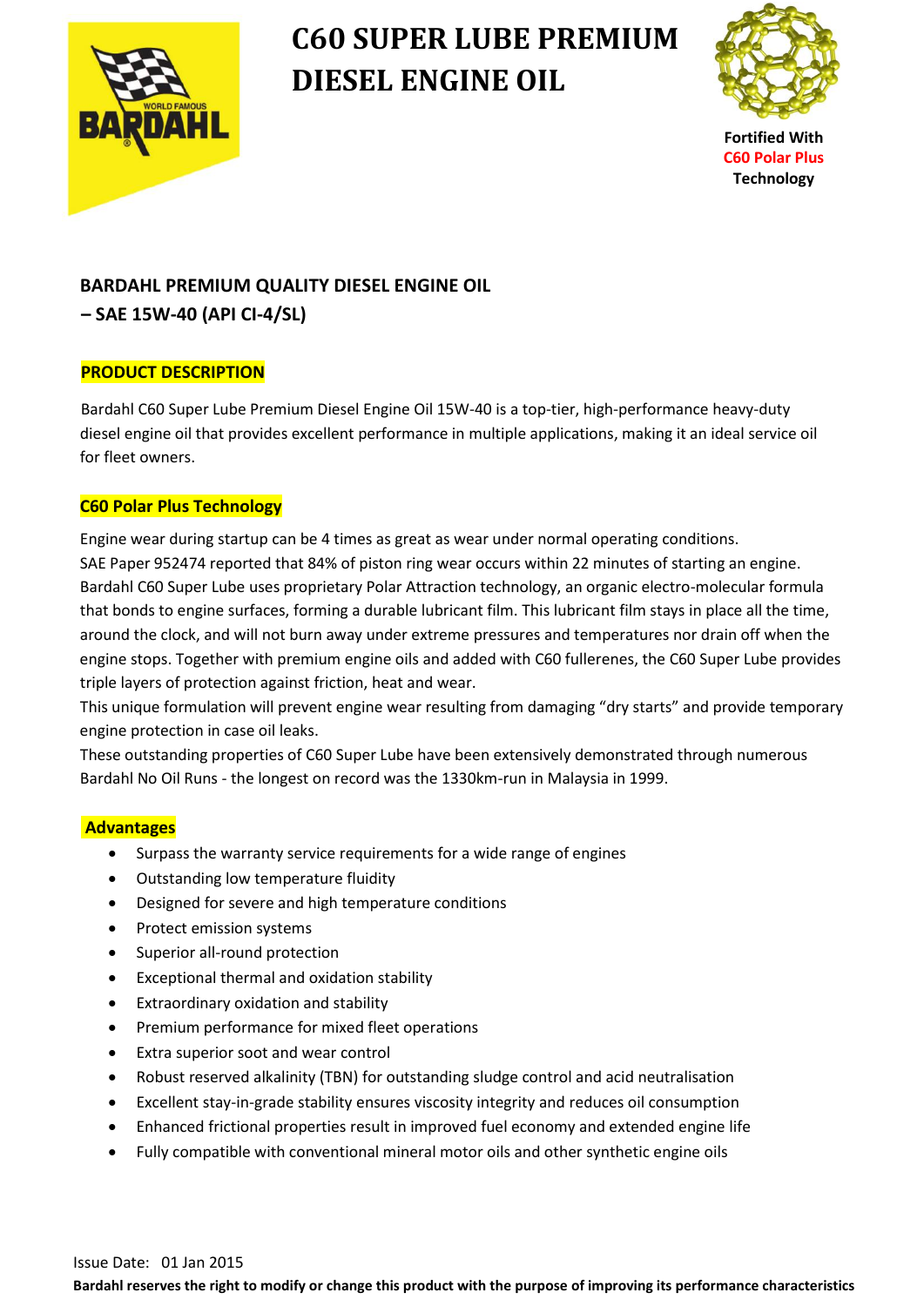# C60 SUPER LUBE PREMIUM DIESEL ENGINE OIL

Fortified With
C60 Polar Plus
Technology

## BARDAHL PREMIUM QUALITY DIESEL ENGINE OIL – SAE 15W-40 (API CI-4/SL)

### PRODUCT DESCRIPTION

Bardahl C60 Super Lube Premium Diesel Engine Oil 15W-40 is a top-tier, high-performance heavy-duty diesel engine oil that provides excellent performance in multiple applications, making it an ideal service oil for fleet owners.

### C60 Polar Plus Technology

Engine wear during startup can be 4 times as great as wear under normal operating conditions.
SAE Paper 952474 reported that 84% of piston ring wear occurs within 22 minutes of starting an engine.
Bardahl C60 Super Lube uses proprietary Polar Attraction technology, an organic electro-molecular formula that bonds to engine surfaces, forming a durable lubricant film. This lubricant film stays in place all the time, around the clock, and will not burn away under extreme pressures and temperatures nor drain off when the engine stops. Together with premium engine oils and added with C60 fullerenes, the C60 Super Lube provides triple layers of protection against friction, heat and wear.
This unique formulation will prevent engine wear resulting from damaging “dry starts” and provide temporary engine protection in case oil leaks.
These outstanding properties of C60 Super Lube have been extensively demonstrated through numerous Bardahl No Oil Runs - the longest on record was the 1330km-run in Malaysia in 1999.

### Advantages

- Surpass the warranty service requirements for a wide range of engines
- Outstanding low temperature fluidity
- Designed for severe and high temperature conditions
- Protect emission systems
- Superior all-round protection
- Exceptional thermal and oxidation stability
- Extraordinary oxidation and stability
- Premium performance for mixed fleet operations
- Extra superior soot and wear control
- Robust reserved alkalinity (TBN) for outstanding sludge control and acid neutralisation
- Excellent stay-in-grade stability ensures viscosity integrity and reduces oil consumption
- Enhanced frictional properties result in improved fuel economy and extended engine life
- Fully compatible with conventional mineral motor oils and other synthetic engine oils

Issue Date: 01 Jan 2015

**Bardahl reserves the right to modify or change this product with the purpose of improving its performance characteristics**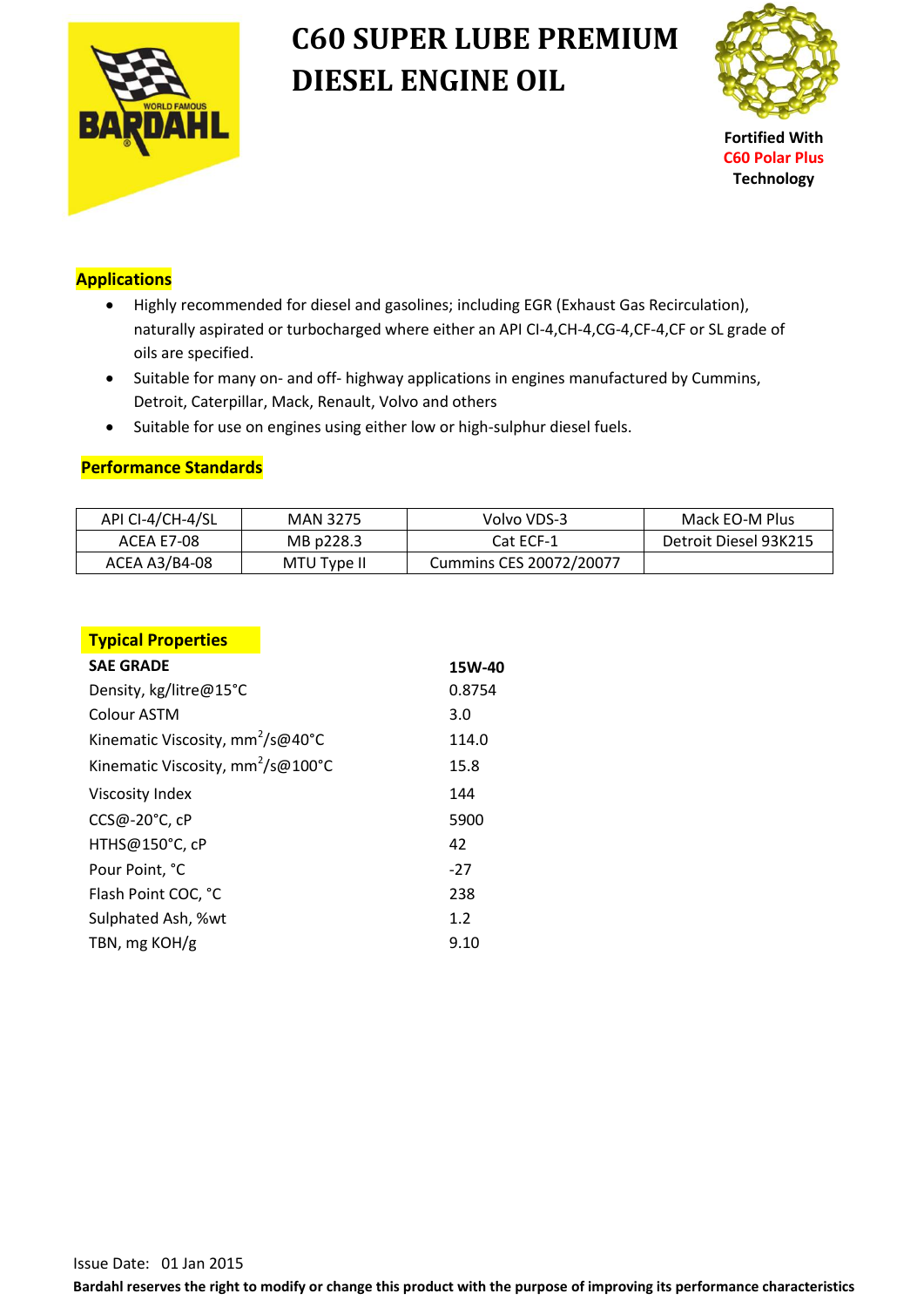# C60 SUPER LUBE PREMIUM DIESEL ENGINE OIL

Fortified With
C60 Polar Plus
Technology

## Applications

- Highly recommended for diesel and gasolines; including EGR (Exhaust Gas Recirculation), naturally aspirated or turbocharged where either an API CI-4,CH-4,CG-4,CF-4,CF or SL grade of oils are specified.
- Suitable for many on- and off- highway applications in engines manufactured by Cummins, Detroit, Caterpillar, Mack, Renault, Volvo and others
- Suitable for use on engines using either low or high-sulphur diesel fuels.

## Performance Standards

| | | | |
|---|---|---|---|
| API CI-4/CH-4/SL | MAN 3275 | Volvo VDS-3 | Mack EO-M Plus |
| ACEA E7-08 | MB p228.3 | Cat ECF-1 | Detroit Diesel 93K215 |
| ACEA A3/B4-08 | MTU Type II | Cummins CES 20072/20077 | |

## Typical Properties

| SAE GRADE | 15W-40 |
|---|---|
| Density, kg/litre@15°C | 0.8754 |
| Colour ASTM | 3.0 |
| Kinematic Viscosity, $mm^2/s$@40°C | 114.0 |
| Kinematic Viscosity, $mm^2/s$@100°C | 15.8 |
| Viscosity Index | 144 |
| CCS@-20°C, cP | 5900 |
| HTHS@150°C, cP | 42 |
| Pour Point, °C | -27 |
| Flash Point COC, °C | 238 |
| Sulphated Ash, %wt | 1.2 |
| TBN, mg KOH/g | 9.10 |

Issue Date: 01 Jan 2015

**Bardahl reserves the right to modify or change this product with the purpose of improving its performance characteristics**